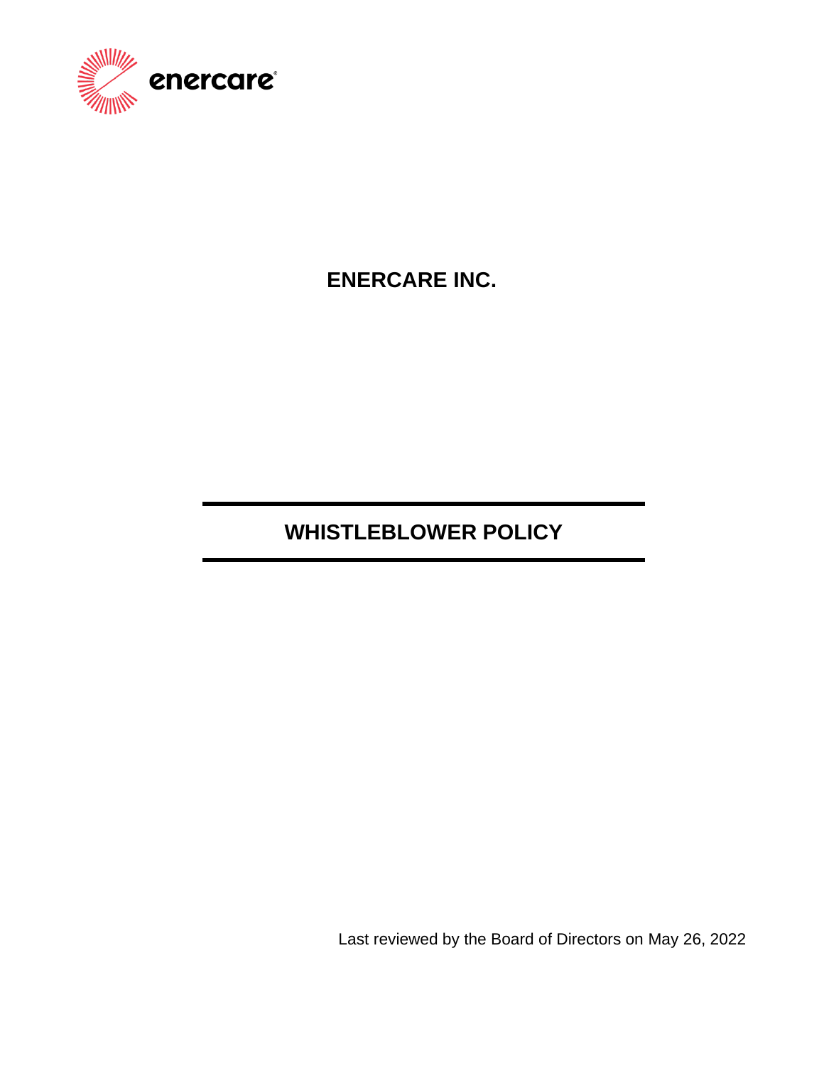enercare

# ENERCARE INC.

# WHISTLEBLOWER POLICY

Last reviewed by the Board of Directors on May 26, 2022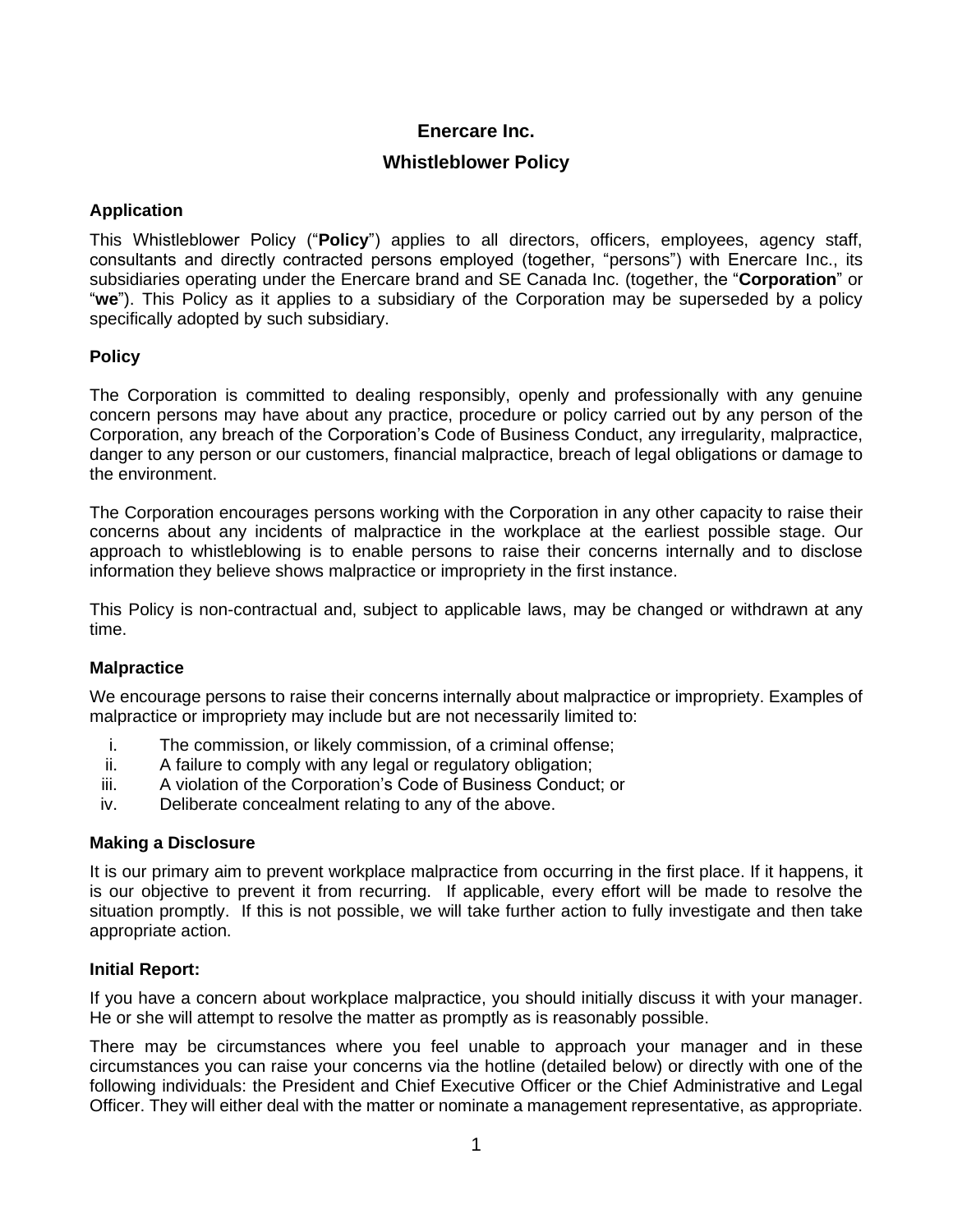# Enercare Inc.

## Whistleblower Policy

### Application

This Whistleblower Policy ("**Policy**") applies to all directors, officers, employees, agency staff, consultants and directly contracted persons employed (together, "persons") with Enercare Inc., its subsidiaries operating under the Enercare brand and SE Canada Inc. (together, the "**Corporation**" or "**we**"). This Policy as it applies to a subsidiary of the Corporation may be superseded by a policy specifically adopted by such subsidiary.

### Policy

The Corporation is committed to dealing responsibly, openly and professionally with any genuine concern persons may have about any practice, procedure or policy carried out by any person of the Corporation, any breach of the Corporation's Code of Business Conduct, any irregularity, malpractice, danger to any person or our customers, financial malpractice, breach of legal obligations or damage to the environment.

The Corporation encourages persons working with the Corporation in any other capacity to raise their concerns about any incidents of malpractice in the workplace at the earliest possible stage. Our approach to whistleblowing is to enable persons to raise their concerns internally and to disclose information they believe shows malpractice or impropriety in the first instance.

This Policy is non-contractual and, subject to applicable laws, may be changed or withdrawn at any time.

### Malpractice

We encourage persons to raise their concerns internally about malpractice or impropriety. Examples of malpractice or impropriety may include but are not necessarily limited to:

i. The commission, or likely commission, of a criminal offense;
ii. A failure to comply with any legal or regulatory obligation;
iii. A violation of the Corporation's Code of Business Conduct; or
iv. Deliberate concealment relating to any of the above.

### Making a Disclosure

It is our primary aim to prevent workplace malpractice from occurring in the first place. If it happens, it is our objective to prevent it from recurring. If applicable, every effort will be made to resolve the situation promptly. If this is not possible, we will take further action to fully investigate and then take appropriate action.

### Initial Report:

If you have a concern about workplace malpractice, you should initially discuss it with your manager. He or she will attempt to resolve the matter as promptly as is reasonably possible.

There may be circumstances where you feel unable to approach your manager and in these circumstances you can raise your concerns via the hotline (detailed below) or directly with one of the following individuals: the President and Chief Executive Officer or the Chief Administrative and Legal Officer. They will either deal with the matter or nominate a management representative, as appropriate.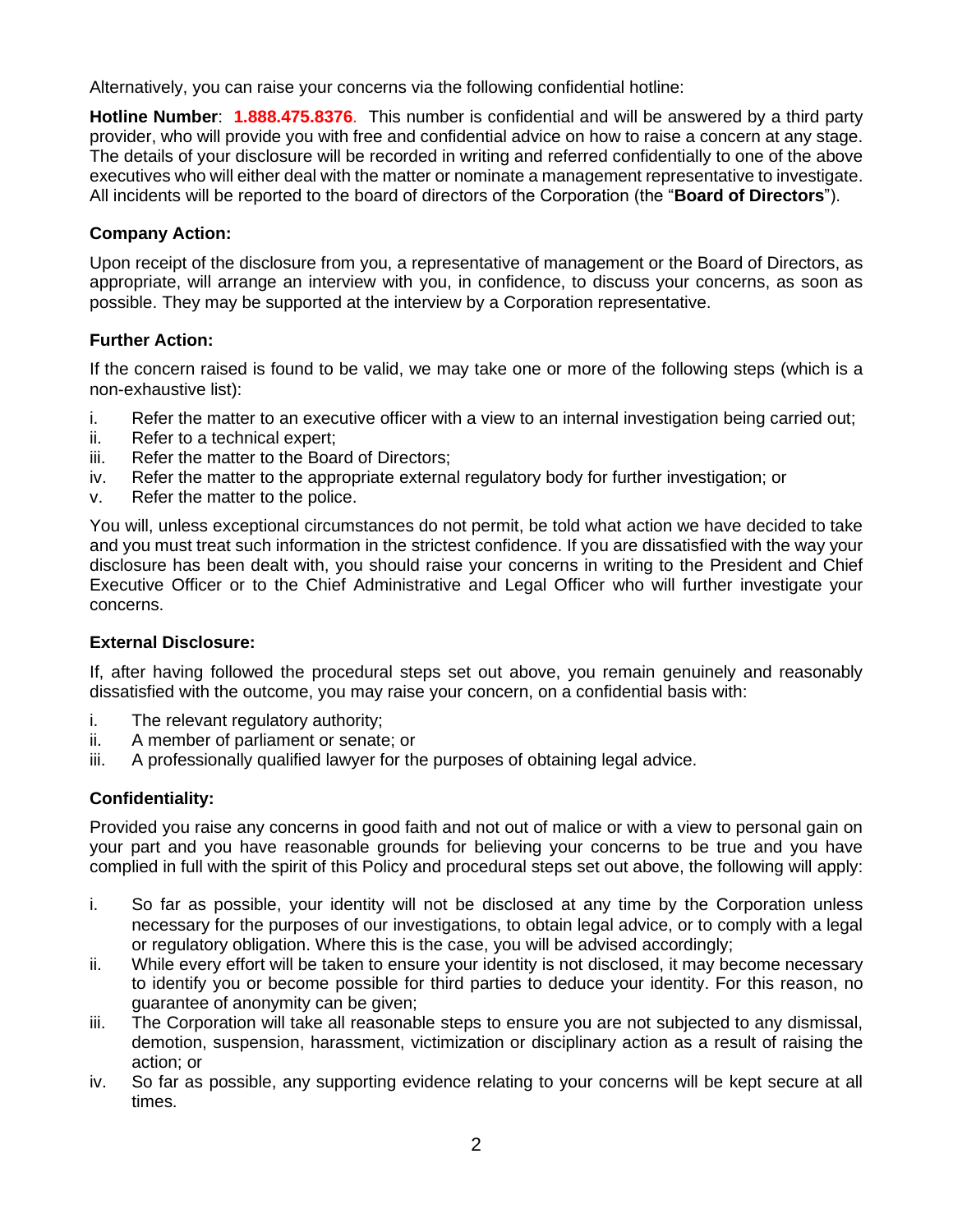Alternatively, you can raise your concerns via the following confidential hotline:

**Hotline Number**: **1.888.475.8376**. This number is confidential and will be answered by a third party provider, who will provide you with free and confidential advice on how to raise a concern at any stage. The details of your disclosure will be recorded in writing and referred confidentially to one of the above executives who will either deal with the matter or nominate a management representative to investigate. All incidents will be reported to the board of directors of the Corporation (the "**Board of Directors**").

**Company Action:**

Upon receipt of the disclosure from you, a representative of management or the Board of Directors, as appropriate, will arrange an interview with you, in confidence, to discuss your concerns, as soon as possible. They may be supported at the interview by a Corporation representative.

**Further Action:**

If the concern raised is found to be valid, we may take one or more of the following steps (which is a non-exhaustive list):

i. Refer the matter to an executive officer with a view to an internal investigation being carried out;
ii. Refer to a technical expert;
iii. Refer the matter to the Board of Directors;
iv. Refer the matter to the appropriate external regulatory body for further investigation; or
v. Refer the matter to the police.

You will, unless exceptional circumstances do not permit, be told what action we have decided to take and you must treat such information in the strictest confidence. If you are dissatisfied with the way your disclosure has been dealt with, you should raise your concerns in writing to the President and Chief Executive Officer or to the Chief Administrative and Legal Officer who will further investigate your concerns.

**External Disclosure:**

If, after having followed the procedural steps set out above, you remain genuinely and reasonably dissatisfied with the outcome, you may raise your concern, on a confidential basis with:

i. The relevant regulatory authority;
ii. A member of parliament or senate; or
iii. A professionally qualified lawyer for the purposes of obtaining legal advice.

**Confidentiality:**

Provided you raise any concerns in good faith and not out of malice or with a view to personal gain on your part and you have reasonable grounds for believing your concerns to be true and you have complied in full with the spirit of this Policy and procedural steps set out above, the following will apply:

i. So far as possible, your identity will not be disclosed at any time by the Corporation unless necessary for the purposes of our investigations, to obtain legal advice, or to comply with a legal or regulatory obligation. Where this is the case, you will be advised accordingly;
ii. While every effort will be taken to ensure your identity is not disclosed, it may become necessary to identify you or become possible for third parties to deduce your identity. For this reason, no guarantee of anonymity can be given;
iii. The Corporation will take all reasonable steps to ensure you are not subjected to any dismissal, demotion, suspension, harassment, victimization or disciplinary action as a result of raising the action; or
iv. So far as possible, any supporting evidence relating to your concerns will be kept secure at all times.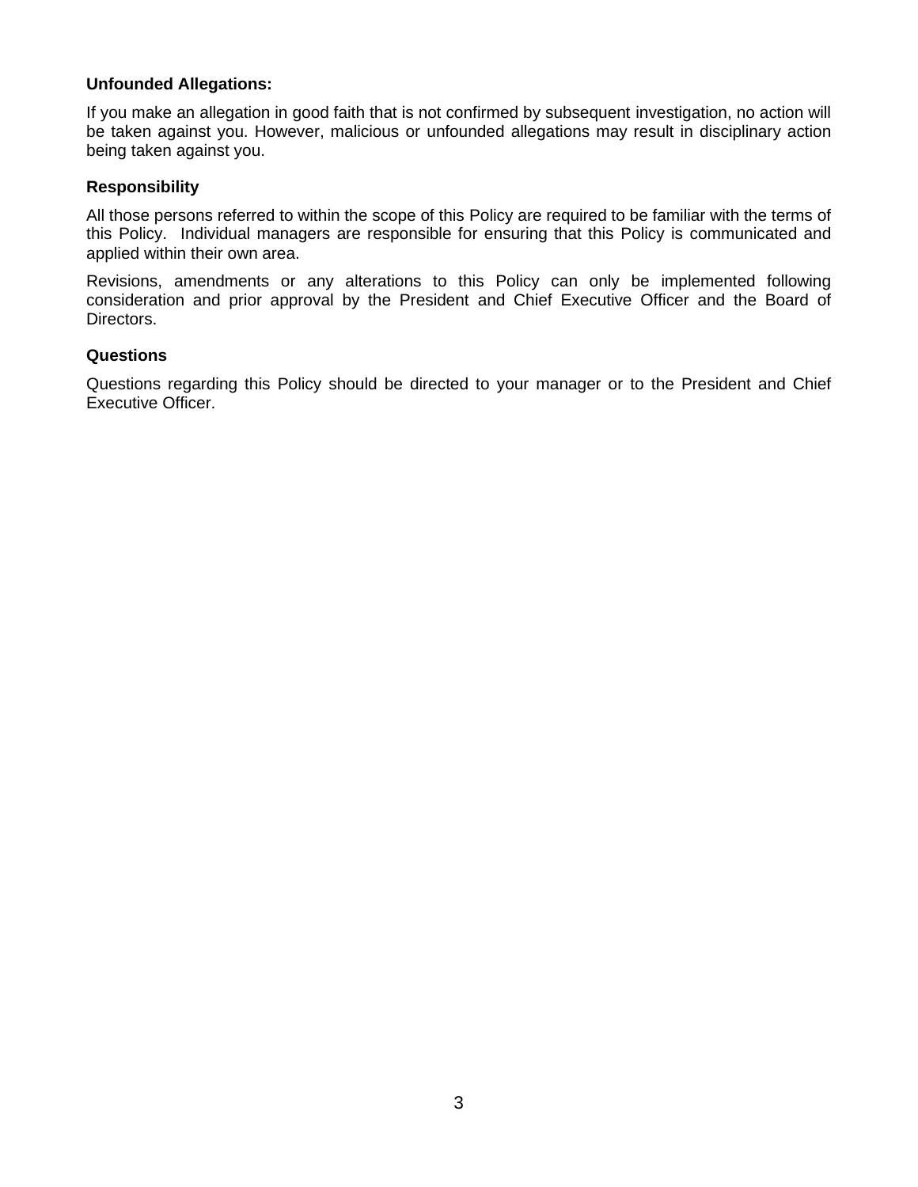**Unfounded Allegations:**

If you make an allegation in good faith that is not confirmed by subsequent investigation, no action will be taken against you. However, malicious or unfounded allegations may result in disciplinary action being taken against you.

**Responsibility**

All those persons referred to within the scope of this Policy are required to be familiar with the terms of this Policy. Individual managers are responsible for ensuring that this Policy is communicated and applied within their own area.

Revisions, amendments or any alterations to this Policy can only be implemented following consideration and prior approval by the President and Chief Executive Officer and the Board of Directors.

**Questions**

Questions regarding this Policy should be directed to your manager or to the President and Chief Executive Officer.